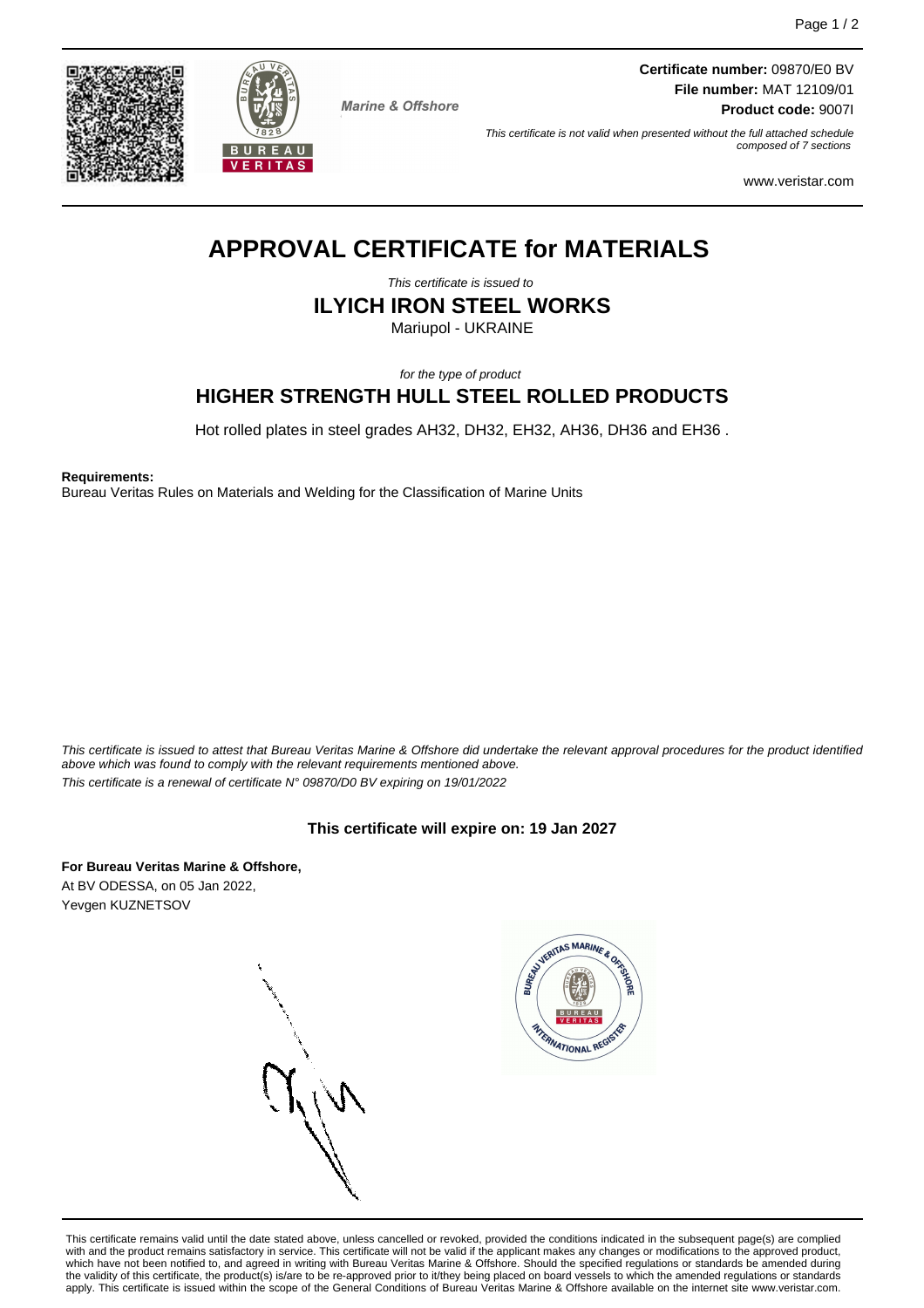Marine & Offshore

**Certificate number:** 09870/E0 BV
**File number:** MAT 12109/01
**Product code:** 9007I

*This certificate is not valid when presented without the full attached schedule composed of 7 sections*

www.veristar.com

# APPROVAL CERTIFICATE for MATERIALS

*This certificate is issued to*

## ILYICH IRON STEEL WORKS

Mariupol - UKRAINE

*for the type of product*

## HIGHER STRENGTH HULL STEEL ROLLED PRODUCTS

Hot rolled plates in steel grades AH32, DH32, EH32, AH36, DH36 and EH36 .

**Requirements:**
Bureau Veritas Rules on Materials and Welding for the Classification of Marine Units

*This certificate is issued to attest that Bureau Veritas Marine & Offshore did undertake the relevant approval procedures for the product identified above which was found to comply with the relevant requirements mentioned above.*
*This certificate is a renewal of certificate N° 09870/D0 BV expiring on 19/01/2022*

**This certificate will expire on: 19 Jan 2027**

**For Bureau Veritas Marine & Offshore,**
At BV ODESSA, on 05 Jan 2022,
Yevgen KUZNETSOV

This certificate remains valid until the date stated above, unless cancelled or revoked, provided the conditions indicated in the subsequent page(s) are complied with and the product remains satisfactory in service. This certificate will not be valid if the applicant makes any changes or modifications to the approved product, which have not been notified to, and agreed in writing with Bureau Veritas Marine & Offshore. Should the specified regulations or standards be amended during the validity of this certificate, the product(s) is/are to be re-approved prior to it/they being placed on board vessels to which the amended regulations or standards apply. This certificate is issued within the scope of the General Conditions of Bureau Veritas Marine & Offshore available on the internet site www.veristar.com.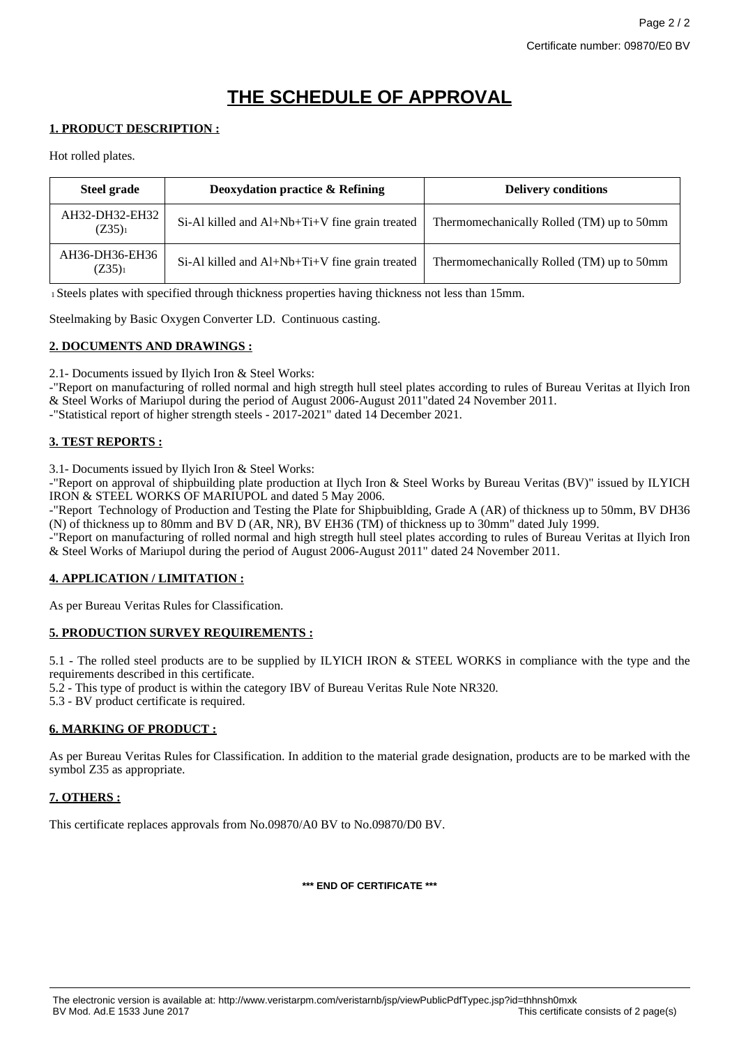# THE SCHEDULE OF APPROVAL

**1. PRODUCT DESCRIPTION :**

Hot rolled plates.

| Steel grade | Deoxydation practice & Refining | Delivery conditions |
|---|---|---|
| AH32-DH32-EH32 (Z35)[1] | Si-Al killed and Al+Nb+Ti+V fine grain treated | Thermomechanically Rolled (TM) up to 50mm |
| AH36-DH36-EH36 (Z35)[1] | Si-Al killed and Al+Nb+Ti+V fine grain treated | Thermomechanically Rolled (TM) up to 50mm |

[1] Steels plates with specified through thickness properties having thickness not less than 15mm.

Steelmaking by Basic Oxygen Converter LD. Continuous casting.

**2. DOCUMENTS AND DRAWINGS :**

2.1- Documents issued by Ilyich Iron & Steel Works:

-"Report on manufacturing of rolled normal and high stregth hull steel plates according to rules of Bureau Veritas at Ilyich Iron & Steel Works of Mariupol during the period of August 2006-August 2011"dated 24 November 2011.

-"Statistical report of higher strength steels - 2017-2021" dated 14 December 2021.

**3. TEST REPORTS :**

3.1- Documents issued by Ilyich Iron & Steel Works:

-"Report on approval of shipbuilding plate production at Ilych Iron & Steel Works by Bureau Veritas (BV)" issued by ILYICH IRON & STEEL WORKS OF MARIUPOL and dated 5 May 2006.

-"Report Technology of Production and Testing the Plate for Shipbuiblding, Grade A (AR) of thickness up to 50mm, BV DH36 (N) of thickness up to 80mm and BV D (AR, NR), BV EH36 (TM) of thickness up to 30mm" dated July 1999.

-"Report on manufacturing of rolled normal and high stregth hull steel plates according to rules of Bureau Veritas at Ilyich Iron & Steel Works of Mariupol during the period of August 2006-August 2011" dated 24 November 2011.

**4. APPLICATION / LIMITATION :**

As per Bureau Veritas Rules for Classification.

**5. PRODUCTION SURVEY REQUIREMENTS :**

5.1 - The rolled steel products are to be supplied by ILYICH IRON & STEEL WORKS in compliance with the type and the requirements described in this certificate.

5.2 - This type of product is within the category IBV of Bureau Veritas Rule Note NR320.

5.3 - BV product certificate is required.

**6. MARKING OF PRODUCT :**

As per Bureau Veritas Rules for Classification. In addition to the material grade designation, products are to be marked with the symbol Z35 as appropriate.

**7. OTHERS :**

This certificate replaces approvals from No.09870/A0 BV to No.09870/D0 BV.

**\*\*\* END OF CERTIFICATE \*\*\***

The electronic version is available at: http://www.veristarpm.com/veristarnb/jsp/viewPublicPdfTypec.jsp?id=thhnsh0mxk
BV Mod. Ad.E 1533 June 2017
This certificate consists of 2 page(s)